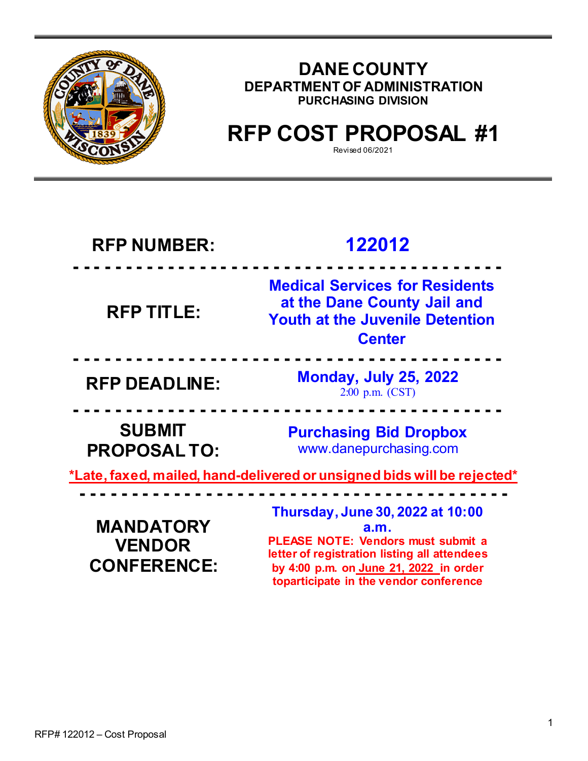# DANE COUNTY

## DEPARTMENT OF ADMINISTRATION

### PURCHASING DIVISION

# RFP COST PROPOSAL #1

Revised 06/2021

| | |
|---|---|
| **RFP NUMBER:** | **122012** |
| **RFP TITLE:** | **Medical Services for Residents at the Dane County Jail and Youth at the Juvenile Detention Center** |
| **RFP DEADLINE:** | **Monday, July 25, 2022** 2:00 p.m. (CST) |
| **SUBMIT PROPOSAL TO:** | **Purchasing Bid Dropbox** www.danepurchasing.com |

***Late, faxed, mailed, hand-delivered or unsigned bids will be rejected***

| | |
|---|---|
| **MANDATORY VENDOR CONFERENCE:** | **Thursday, June 30, 2022 at 10:00 a.m.** **PLEASE NOTE: Vendors must submit a letter of registration listing all attendees by 4:00 p.m. on June 21, 2022 in order toparticipate in the vendor conference** |

RFP# 122012 – Cost Proposal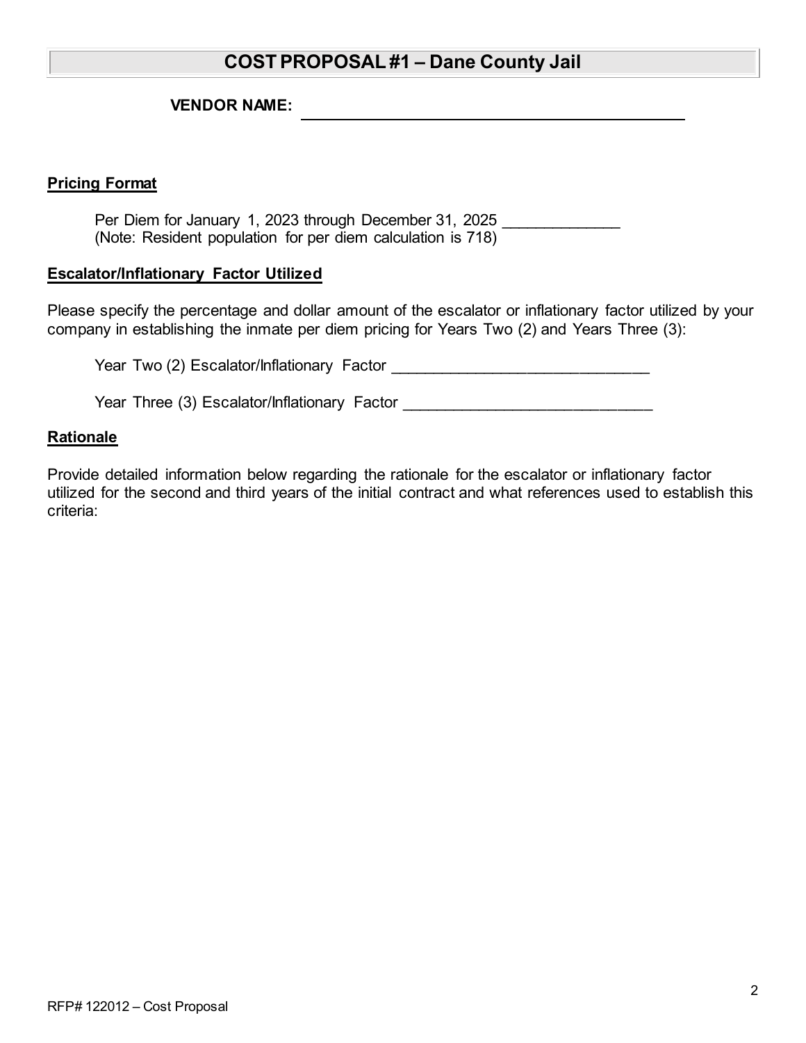# COST PROPOSAL #1 – Dane County Jail

**VENDOR NAME:** ______________________________________________

**Pricing Format**

Per Diem for January 1, 2023 through December 31, 2025 _____________
(Note: Resident population for per diem calculation is 718)

**Escalator/Inflationary Factor Utilized**

Please specify the percentage and dollar amount of the escalator or inflationary factor utilized by your company in establishing the inmate per diem pricing for Years Two (2) and Years Three (3):

Year Two (2) Escalator/Inflationary Factor _____________________________

Year Three (3) Escalator/Inflationary Factor _____________________________

**Rationale**

Provide detailed information below regarding the rationale for the escalator or inflationary factor utilized for the second and third years of the initial contract and what references used to establish this criteria: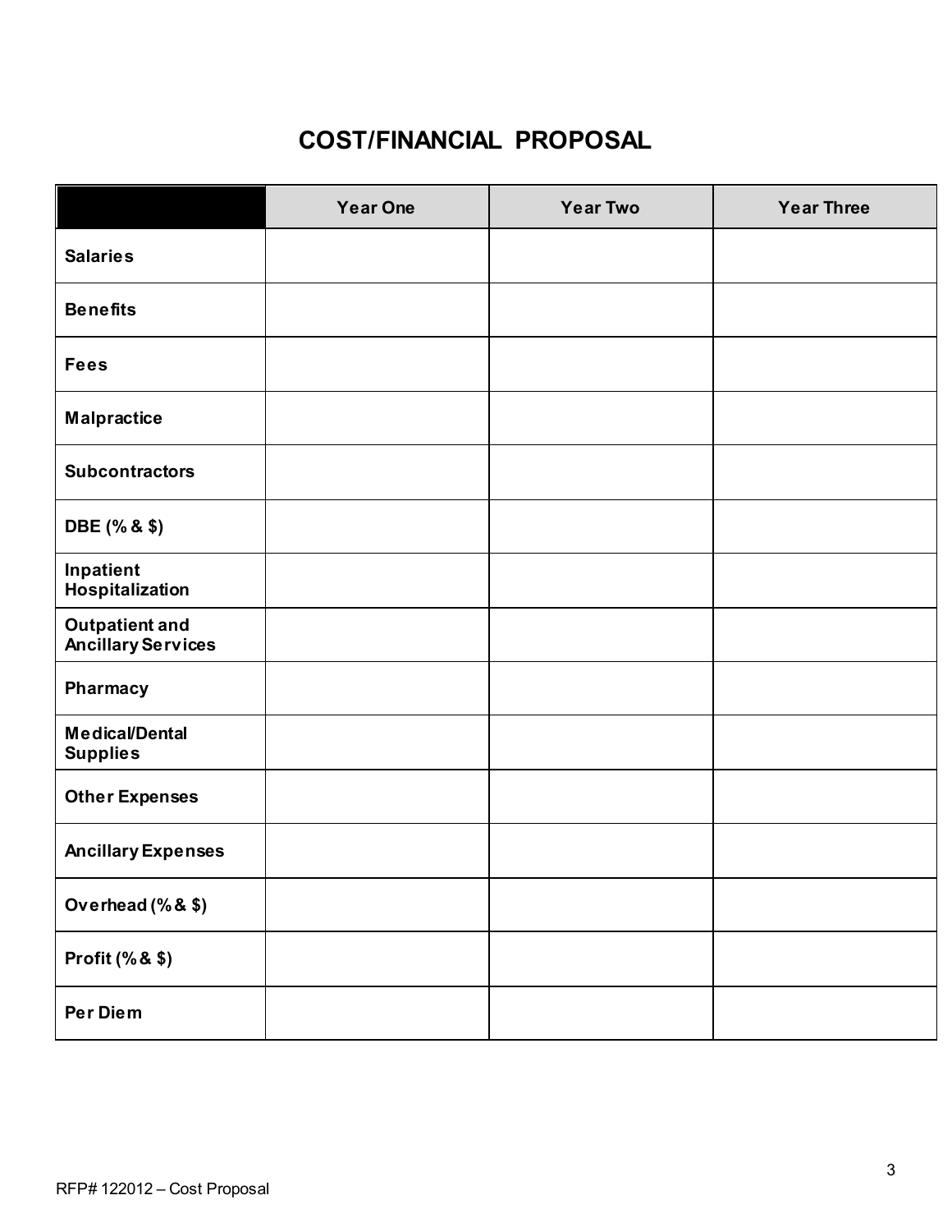# COST/FINANCIAL PROPOSAL

| | Year One | Year Two | Year Three |
|---|---|---|---|
| **Salaries** | | | |
| **Benefits** | | | |
| **Fees** | | | |
| **Malpractice** | | | |
| **Subcontractors** | | | |
| **DBE (% & $)** | | | |
| **Inpatient Hospitalization** | | | |
| **Outpatient and Ancillary Services** | | | |
| **Pharmacy** | | | |
| **Medical/Dental Supplies** | | | |
| **Other Expenses** | | | |
| **Ancillary Expenses** | | | |
| **Overhead (% & $)** | | | |
| **Profit (% & $)** | | | |
| **Per Diem** | | | |